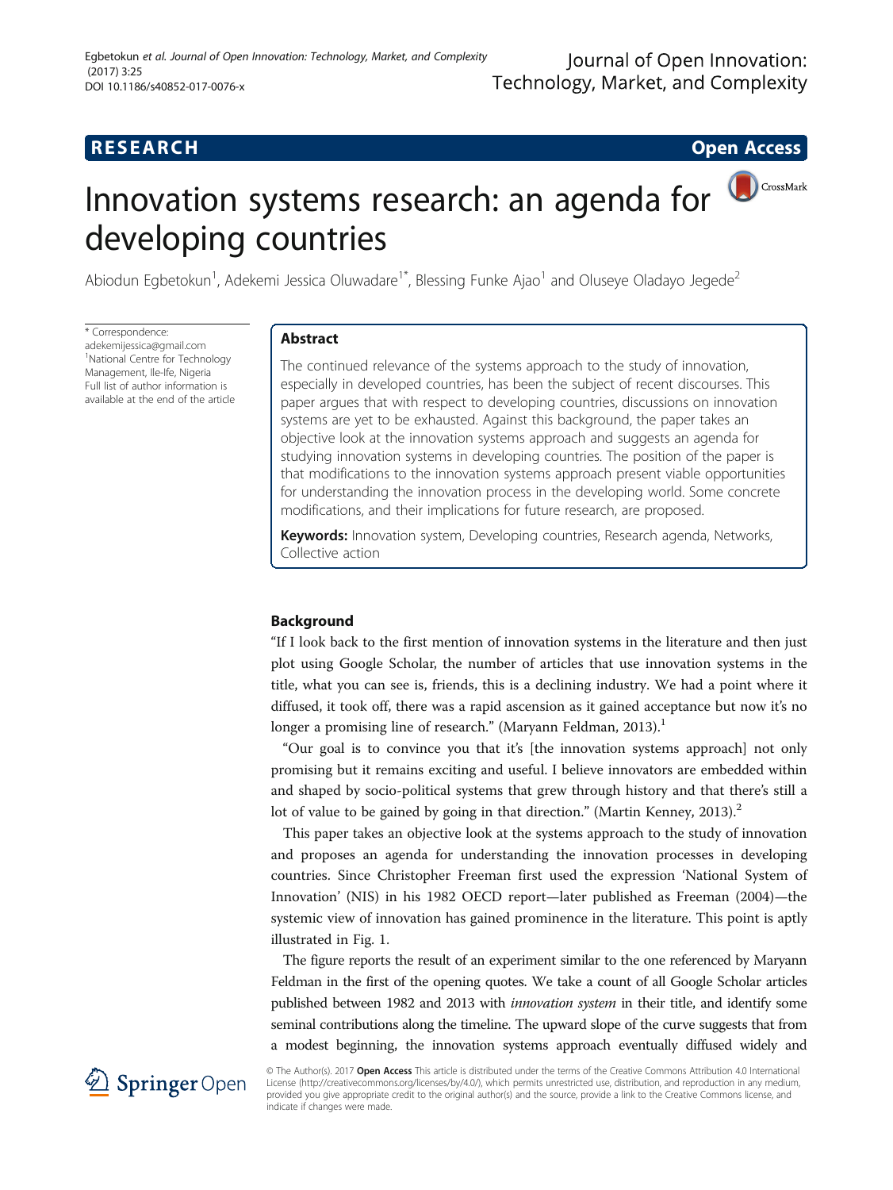**RESEARCH** **Open Access**

# Innovation systems research: an agenda for developing countries

Abiodun Egbetokun[1], Adekemi Jessica Oluwadare[1*], Blessing Funke Ajao[1] and Oluseye Oladayo Jegede[2]

\* Correspondence: adekemijessica@gmail.com
[1]National Centre for Technology Management, Ile-Ife, Nigeria
Full list of author information is available at the end of the article

## Abstract

The continued relevance of the systems approach to the study of innovation, especially in developed countries, has been the subject of recent discourses. This paper argues that with respect to developing countries, discussions on innovation systems are yet to be exhausted. Against this background, the paper takes an objective look at the innovation systems approach and suggests an agenda for studying innovation systems in developing countries. The position of the paper is that modifications to the innovation systems approach present viable opportunities for understanding the innovation process in the developing world. Some concrete modifications, and their implications for future research, are proposed.

**Keywords:** Innovation system, Developing countries, Research agenda, Networks, Collective action

## Background

"If I look back to the first mention of innovation systems in the literature and then just plot using Google Scholar, the number of articles that use innovation systems in the title, what you can see is, friends, this is a declining industry. We had a point where it diffused, it took off, there was a rapid ascension as it gained acceptance but now it's no longer a promising line of research." (Maryann Feldman, 2013).[1]

"Our goal is to convince you that it's [the innovation systems approach] not only promising but it remains exciting and useful. I believe innovators are embedded within and shaped by socio-political systems that grew through history and that there's still a lot of value to be gained by going in that direction." (Martin Kenney, 2013).[2]

This paper takes an objective look at the systems approach to the study of innovation and proposes an agenda for understanding the innovation processes in developing countries. Since Christopher Freeman first used the expression 'National System of Innovation' (NIS) in his 1982 OECD report—later published as Freeman (2004)—the systemic view of innovation has gained prominence in the literature. This point is aptly illustrated in Fig. 1.

The figure reports the result of an experiment similar to the one referenced by Maryann Feldman in the first of the opening quotes. We take a count of all Google Scholar articles published between 1982 and 2013 with *innovation system* in their title, and identify some seminal contributions along the timeline. The upward slope of the curve suggests that from a modest beginning, the innovation systems approach eventually diffused widely and

© The Author(s). 2017 **Open Access** This article is distributed under the terms of the Creative Commons Attribution 4.0 International License (http://creativecommons.org/licenses/by/4.0/), which permits unrestricted use, distribution, and reproduction in any medium, provided you give appropriate credit to the original author(s) and the source, provide a link to the Creative Commons license, and indicate if changes were made.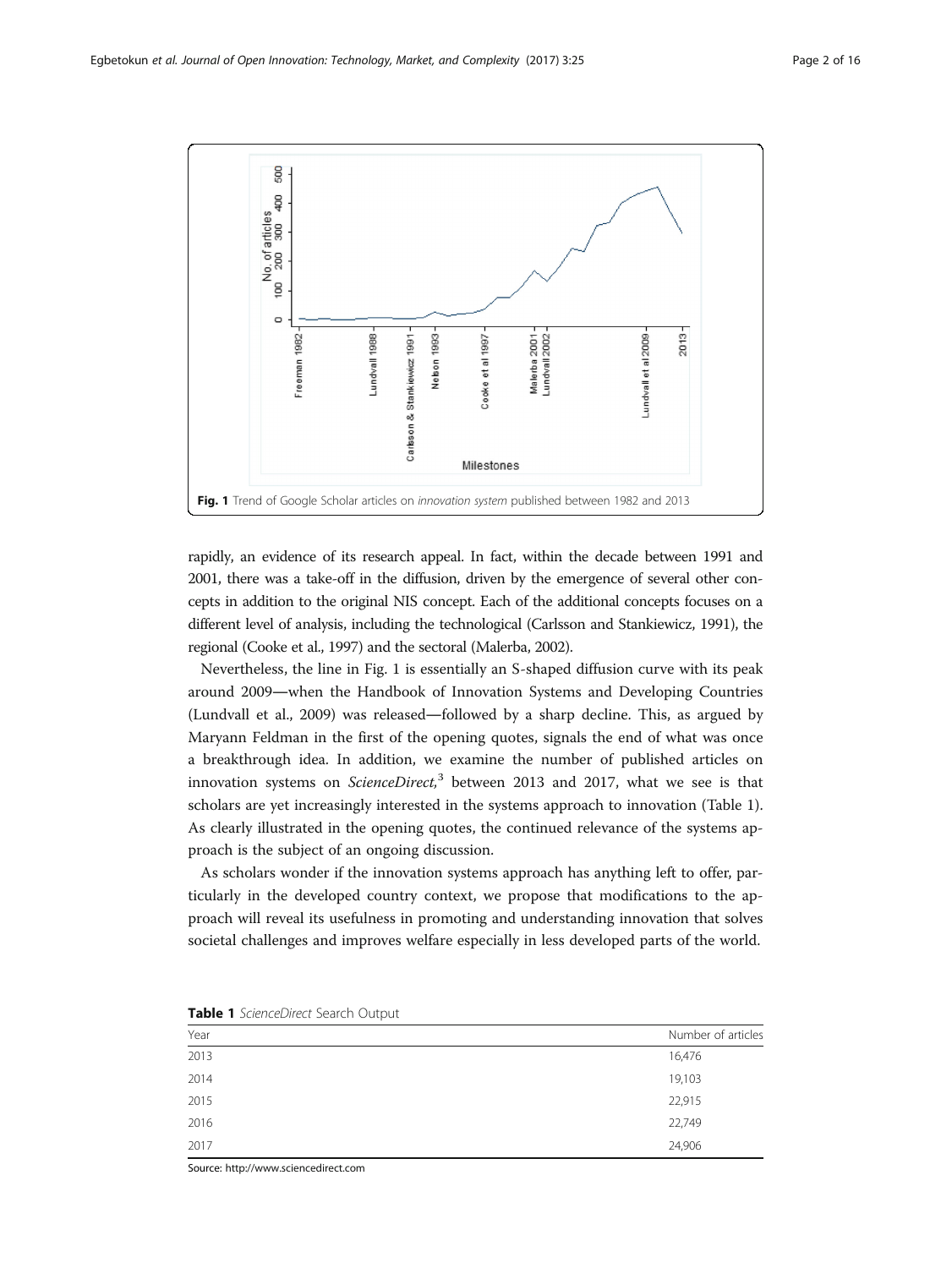Fig. 1 Trend of Google Scholar articles on *innovation system* published between 1982 and 2013

rapidly, an evidence of its research appeal. In fact, within the decade between 1991 and 2001, there was a take-off in the diffusion, driven by the emergence of several other concepts in addition to the original NIS concept. Each of the additional concepts focuses on a different level of analysis, including the technological (Carlsson and Stankiewicz, 1991), the regional (Cooke et al., 1997) and the sectoral (Malerba, 2002).

Nevertheless, the line in Fig. 1 is essentially an S-shaped diffusion curve with its peak around 2009—when the Handbook of Innovation Systems and Developing Countries (Lundvall et al., 2009) was released—followed by a sharp decline. This, as argued by Maryann Feldman in the first of the opening quotes, signals the end of what was once a breakthrough idea. In addition, we examine the number of published articles on innovation systems on *ScienceDirect*,[3] between 2013 and 2017, what we see is that scholars are yet increasingly interested in the systems approach to innovation (Table 1). As clearly illustrated in the opening quotes, the continued relevance of the systems approach is the subject of an ongoing discussion.

As scholars wonder if the innovation systems approach has anything left to offer, particularly in the developed country context, we propose that modifications to the approach will reveal its usefulness in promoting and understanding innovation that solves societal challenges and improves welfare especially in less developed parts of the world.

**Table 1** *ScienceDirect* Search Output

| Year | Number of articles |
|---|---|
| 2013 | 16,476 |
| 2014 | 19,103 |
| 2015 | 22,915 |
| 2016 | 22,749 |
| 2017 | 24,906 |

Source: http://www.sciencedirect.com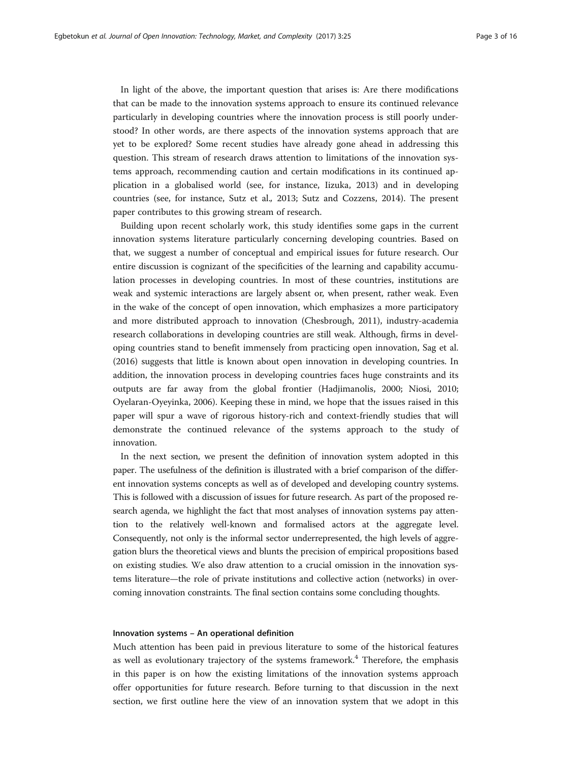In light of the above, the important question that arises is: Are there modifications that can be made to the innovation systems approach to ensure its continued relevance particularly in developing countries where the innovation process is still poorly understood? In other words, are there aspects of the innovation systems approach that are yet to be explored? Some recent studies have already gone ahead in addressing this question. This stream of research draws attention to limitations of the innovation systems approach, recommending caution and certain modifications in its continued application in a globalised world (see, for instance, Iizuka, 2013) and in developing countries (see, for instance, Sutz et al., 2013; Sutz and Cozzens, 2014). The present paper contributes to this growing stream of research.

Building upon recent scholarly work, this study identifies some gaps in the current innovation systems literature particularly concerning developing countries. Based on that, we suggest a number of conceptual and empirical issues for future research. Our entire discussion is cognizant of the specificities of the learning and capability accumulation processes in developing countries. In most of these countries, institutions are weak and systemic interactions are largely absent or, when present, rather weak. Even in the wake of the concept of open innovation, which emphasizes a more participatory and more distributed approach to innovation (Chesbrough, 2011), industry-academia research collaborations in developing countries are still weak. Although, firms in developing countries stand to benefit immensely from practicing open innovation, Sag et al. (2016) suggests that little is known about open innovation in developing countries. In addition, the innovation process in developing countries faces huge constraints and its outputs are far away from the global frontier (Hadjimanolis, 2000; Niosi, 2010; Oyelaran-Oyeyinka, 2006). Keeping these in mind, we hope that the issues raised in this paper will spur a wave of rigorous history-rich and context-friendly studies that will demonstrate the continued relevance of the systems approach to the study of innovation.

In the next section, we present the definition of innovation system adopted in this paper. The usefulness of the definition is illustrated with a brief comparison of the different innovation systems concepts as well as of developed and developing country systems. This is followed with a discussion of issues for future research. As part of the proposed research agenda, we highlight the fact that most analyses of innovation systems pay attention to the relatively well-known and formalised actors at the aggregate level. Consequently, not only is the informal sector underrepresented, the high levels of aggregation blurs the theoretical views and blunts the precision of empirical propositions based on existing studies. We also draw attention to a crucial omission in the innovation systems literature—the role of private institutions and collective action (networks) in overcoming innovation constraints. The final section contains some concluding thoughts.

### Innovation systems – An operational definition

Much attention has been paid in previous literature to some of the historical features as well as evolutionary trajectory of the systems framework.[4] Therefore, the emphasis in this paper is on how the existing limitations of the innovation systems approach offer opportunities for future research. Before turning to that discussion in the next section, we first outline here the view of an innovation system that we adopt in this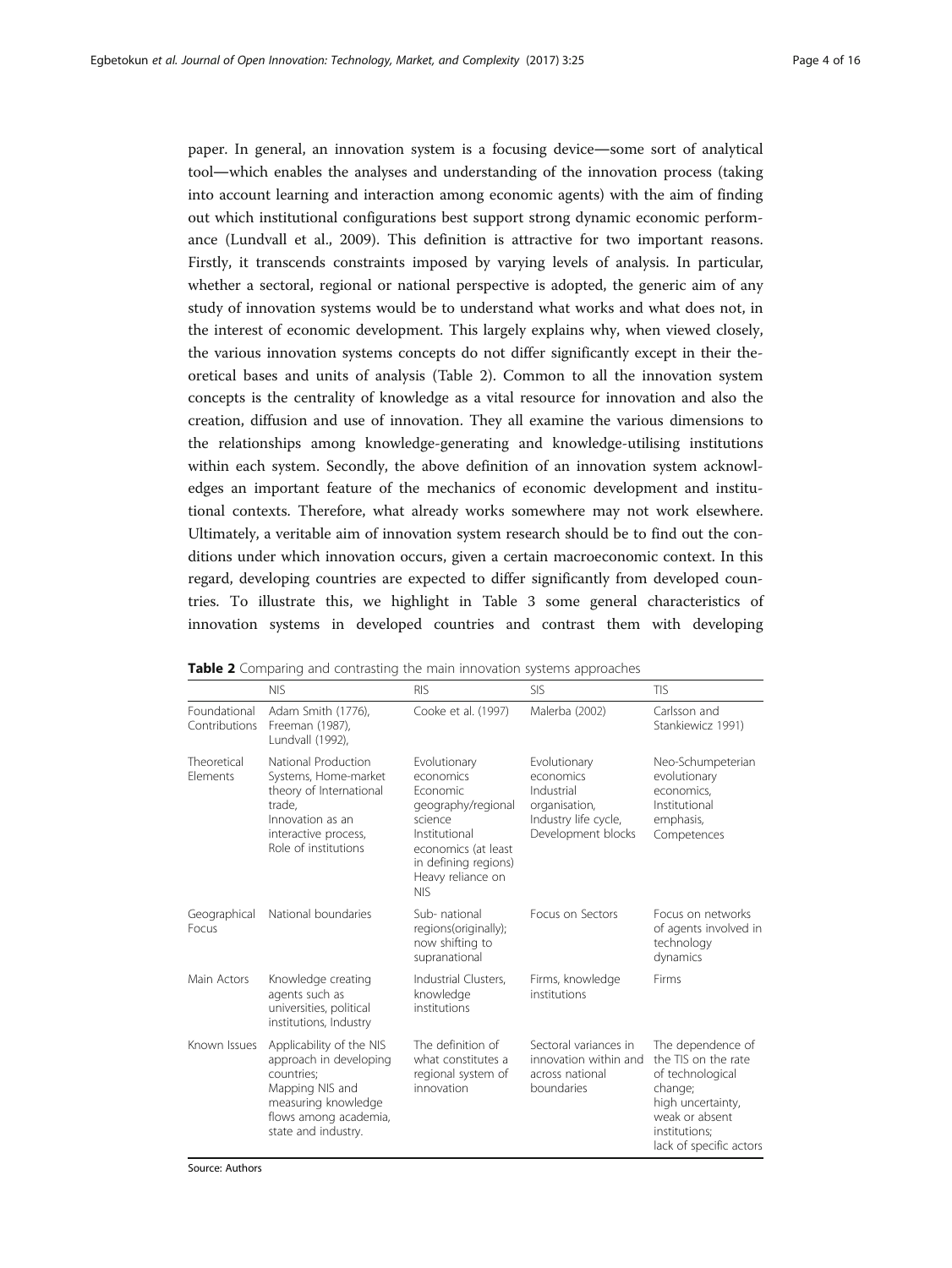paper. In general, an innovation system is a focusing device—some sort of analytical tool—which enables the analyses and understanding of the innovation process (taking into account learning and interaction among economic agents) with the aim of finding out which institutional configurations best support strong dynamic economic performance (Lundvall et al., 2009). This definition is attractive for two important reasons. Firstly, it transcends constraints imposed by varying levels of analysis. In particular, whether a sectoral, regional or national perspective is adopted, the generic aim of any study of innovation systems would be to understand what works and what does not, in the interest of economic development. This largely explains why, when viewed closely, the various innovation systems concepts do not differ significantly except in their theoretical bases and units of analysis (Table 2). Common to all the innovation system concepts is the centrality of knowledge as a vital resource for innovation and also the creation, diffusion and use of innovation. They all examine the various dimensions to the relationships among knowledge-generating and knowledge-utilising institutions within each system. Secondly, the above definition of an innovation system acknowledges an important feature of the mechanics of economic development and institutional contexts. Therefore, what already works somewhere may not work elsewhere. Ultimately, a veritable aim of innovation system research should be to find out the conditions under which innovation occurs, given a certain macroeconomic context. In this regard, developing countries are expected to differ significantly from developed countries. To illustrate this, we highlight in Table 3 some general characteristics of innovation systems in developed countries and contrast them with developing

**Table 2** Comparing and contrasting the main innovation systems approaches

| | NIS | RIS | SIS | TIS |
|---|---|---|---|---|
| Foundational Contributions | Adam Smith (1776), Freeman (1987), Lundvall (1992), | Cooke et al. (1997) | Malerba (2002) | Carlsson and Stankiewicz 1991) |
| Theoretical Elements | National Production Systems, Home-market theory of International trade, Innovation as an interactive process, Role of institutions | Evolutionary economics Economic geography/regional science Institutional economics (at least in defining regions) Heavy reliance on NIS | Evolutionary economics Industrial organisation, Industry life cycle, Development blocks | Neo-Schumpeterian evolutionary economics, Institutional emphasis, Competences |
| Geographical Focus | National boundaries | Sub- national regions(originally); now shifting to supranational | Focus on Sectors | Focus on networks of agents involved in technology dynamics |
| Main Actors | Knowledge creating agents such as universities, political institutions, Industry | Industrial Clusters, knowledge institutions | Firms, knowledge institutions | Firms |
| Known Issues | Applicability of the NIS approach in developing countries; Mapping NIS and measuring knowledge flows among academia, state and industry. | The definition of what constitutes a regional system of innovation | Sectoral variances in innovation within and across national boundaries | The dependence of the TIS on the rate of technological change; high uncertainty, weak or absent institutions; lack of specific actors |

Source: Authors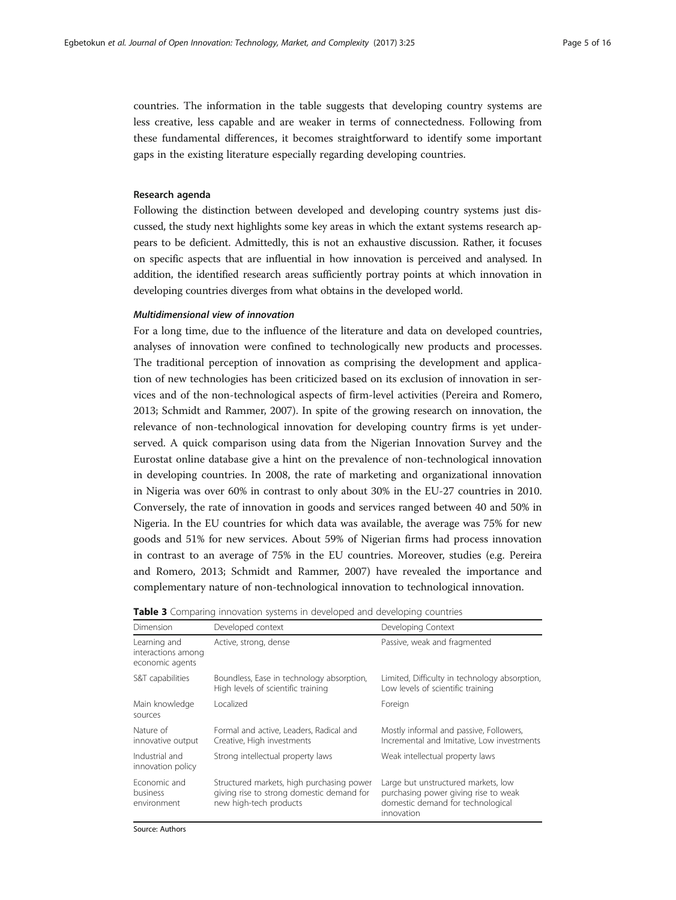countries. The information in the table suggests that developing country systems are less creative, less capable and are weaker in terms of connectedness. Following from these fundamental differences, it becomes straightforward to identify some important gaps in the existing literature especially regarding developing countries.

### Research agenda

Following the distinction between developed and developing country systems just discussed, the study next highlights some key areas in which the extant systems research appears to be deficient. Admittedly, this is not an exhaustive discussion. Rather, it focuses on specific aspects that are influential in how innovation is perceived and analysed. In addition, the identified research areas sufficiently portray points at which innovation in developing countries diverges from what obtains in the developed world.

#### *Multidimensional view of innovation*

For a long time, due to the influence of the literature and data on developed countries, analyses of innovation were confined to technologically new products and processes. The traditional perception of innovation as comprising the development and application of new technologies has been criticized based on its exclusion of innovation in services and of the non-technological aspects of firm-level activities (Pereira and Romero, 2013; Schmidt and Rammer, 2007). In spite of the growing research on innovation, the relevance of non-technological innovation for developing country firms is yet underserved. A quick comparison using data from the Nigerian Innovation Survey and the Eurostat online database give a hint on the prevalence of non-technological innovation in developing countries. In 2008, the rate of marketing and organizational innovation in Nigeria was over 60% in contrast to only about 30% in the EU-27 countries in 2010. Conversely, the rate of innovation in goods and services ranged between 40 and 50% in Nigeria. In the EU countries for which data was available, the average was 75% for new goods and 51% for new services. About 59% of Nigerian firms had process innovation in contrast to an average of 75% in the EU countries. Moreover, studies (e.g. Pereira and Romero, 2013; Schmidt and Rammer, 2007) have revealed the importance and complementary nature of non-technological innovation to technological innovation.

**Table 3** Comparing innovation systems in developed and developing countries

| Dimension | Developed context | Developing Context |
|---|---|---|
| Learning and interactions among economic agents | Active, strong, dense | Passive, weak and fragmented |
| S&T capabilities | Boundless, Ease in technology absorption, High levels of scientific training | Limited, Difficulty in technology absorption, Low levels of scientific training |
| Main knowledge sources | Localized | Foreign |
| Nature of innovative output | Formal and active, Leaders, Radical and Creative, High investments | Mostly informal and passive, Followers, Incremental and Imitative, Low investments |
| Industrial and innovation policy | Strong intellectual property laws | Weak intellectual property laws |
| Economic and business environment | Structured markets, high purchasing power giving rise to strong domestic demand for new high-tech products | Large but unstructured markets, low purchasing power giving rise to weak domestic demand for technological innovation |

Source: Authors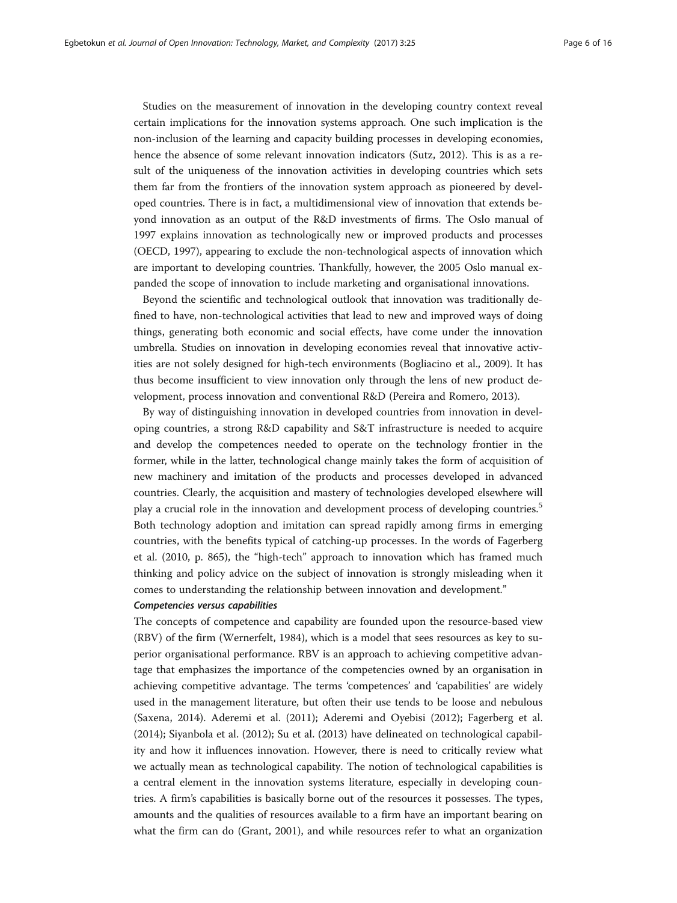Studies on the measurement of innovation in the developing country context reveal certain implications for the innovation systems approach. One such implication is the non-inclusion of the learning and capacity building processes in developing economies, hence the absence of some relevant innovation indicators (Sutz, 2012). This is as a result of the uniqueness of the innovation activities in developing countries which sets them far from the frontiers of the innovation system approach as pioneered by developed countries. There is in fact, a multidimensional view of innovation that extends beyond innovation as an output of the R&D investments of firms. The Oslo manual of 1997 explains innovation as technologically new or improved products and processes (OECD, 1997), appearing to exclude the non-technological aspects of innovation which are important to developing countries. Thankfully, however, the 2005 Oslo manual expanded the scope of innovation to include marketing and organisational innovations.

Beyond the scientific and technological outlook that innovation was traditionally defined to have, non-technological activities that lead to new and improved ways of doing things, generating both economic and social effects, have come under the innovation umbrella. Studies on innovation in developing economies reveal that innovative activities are not solely designed for high-tech environments (Bogliacino et al., 2009). It has thus become insufficient to view innovation only through the lens of new product development, process innovation and conventional R&D (Pereira and Romero, 2013).

By way of distinguishing innovation in developed countries from innovation in developing countries, a strong R&D capability and S&T infrastructure is needed to acquire and develop the competences needed to operate on the technology frontier in the former, while in the latter, technological change mainly takes the form of acquisition of new machinery and imitation of the products and processes developed in advanced countries. Clearly, the acquisition and mastery of technologies developed elsewhere will play a crucial role in the innovation and development process of developing countries.[5] Both technology adoption and imitation can spread rapidly among firms in emerging countries, with the benefits typical of catching-up processes. In the words of Fagerberg et al. (2010, p. 865), the "high-tech" approach to innovation which has framed much thinking and policy advice on the subject of innovation is strongly misleading when it comes to understanding the relationship between innovation and development."

### *Competencies versus capabilities*

The concepts of competence and capability are founded upon the resource-based view (RBV) of the firm (Wernerfelt, 1984), which is a model that sees resources as key to superior organisational performance. RBV is an approach to achieving competitive advantage that emphasizes the importance of the competencies owned by an organisation in achieving competitive advantage. The terms 'competences' and 'capabilities' are widely used in the management literature, but often their use tends to be loose and nebulous (Saxena, 2014). Aderemi et al. (2011); Aderemi and Oyebisi (2012); Fagerberg et al. (2014); Siyanbola et al. (2012); Su et al. (2013) have delineated on technological capability and how it influences innovation. However, there is need to critically review what we actually mean as technological capability. The notion of technological capabilities is a central element in the innovation systems literature, especially in developing countries. A firm's capabilities is basically borne out of the resources it possesses. The types, amounts and the qualities of resources available to a firm have an important bearing on what the firm can do (Grant, 2001), and while resources refer to what an organization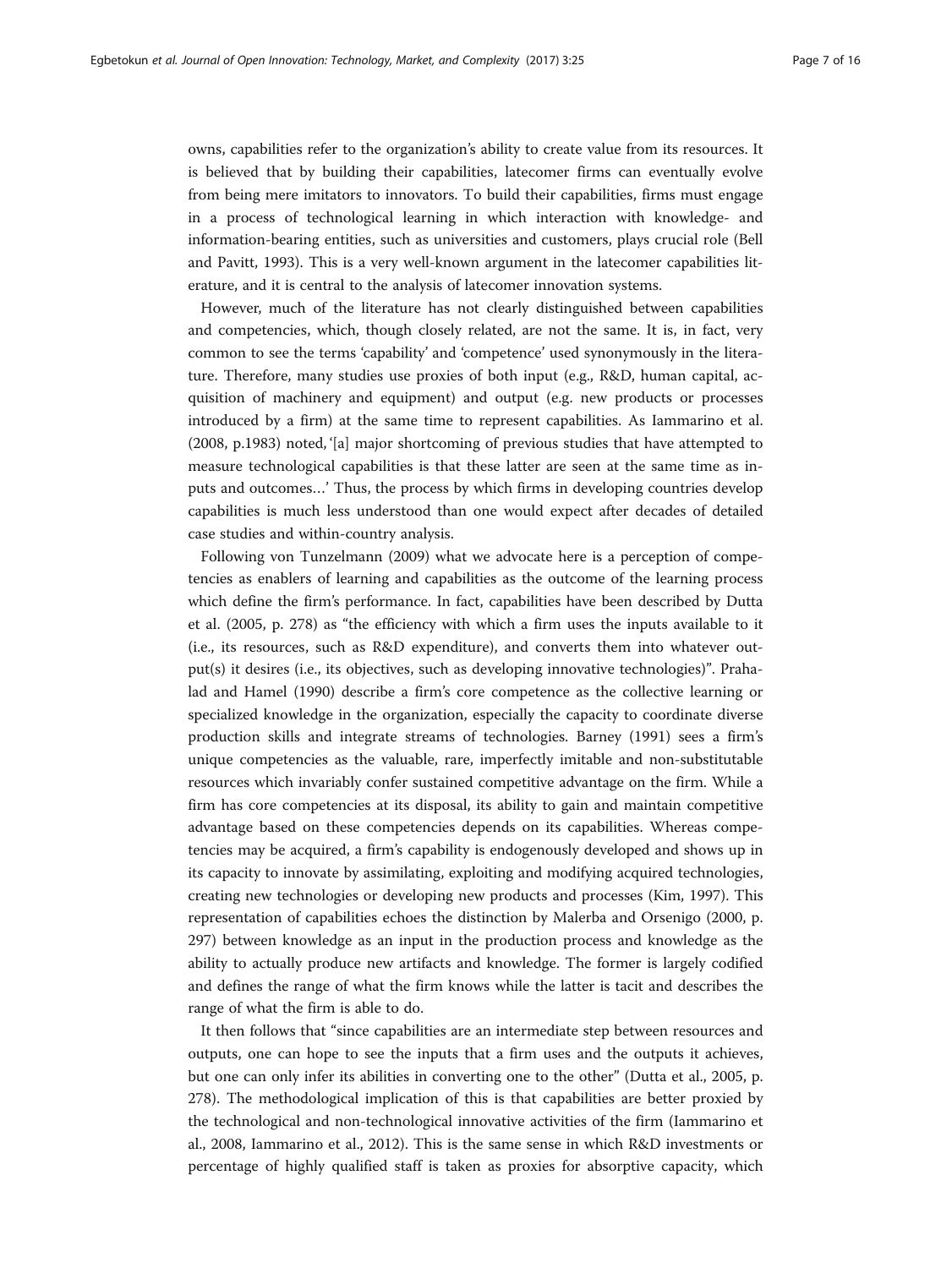owns, capabilities refer to the organization's ability to create value from its resources. It is believed that by building their capabilities, latecomer firms can eventually evolve from being mere imitators to innovators. To build their capabilities, firms must engage in a process of technological learning in which interaction with knowledge- and information-bearing entities, such as universities and customers, plays crucial role (Bell and Pavitt, 1993). This is a very well-known argument in the latecomer capabilities literature, and it is central to the analysis of latecomer innovation systems.

However, much of the literature has not clearly distinguished between capabilities and competencies, which, though closely related, are not the same. It is, in fact, very common to see the terms 'capability' and 'competence' used synonymously in the literature. Therefore, many studies use proxies of both input (e.g., R&D, human capital, acquisition of machinery and equipment) and output (e.g. new products or processes introduced by a firm) at the same time to represent capabilities. As Iammarino et al. (2008, p.1983) noted, '[a] major shortcoming of previous studies that have attempted to measure technological capabilities is that these latter are seen at the same time as inputs and outcomes…' Thus, the process by which firms in developing countries develop capabilities is much less understood than one would expect after decades of detailed case studies and within-country analysis.

Following von Tunzelmann (2009) what we advocate here is a perception of competencies as enablers of learning and capabilities as the outcome of the learning process which define the firm's performance. In fact, capabilities have been described by Dutta et al. (2005, p. 278) as "the efficiency with which a firm uses the inputs available to it (i.e., its resources, such as R&D expenditure), and converts them into whatever output(s) it desires (i.e., its objectives, such as developing innovative technologies)". Prahalad and Hamel (1990) describe a firm's core competence as the collective learning or specialized knowledge in the organization, especially the capacity to coordinate diverse production skills and integrate streams of technologies. Barney (1991) sees a firm's unique competencies as the valuable, rare, imperfectly imitable and non-substitutable resources which invariably confer sustained competitive advantage on the firm. While a firm has core competencies at its disposal, its ability to gain and maintain competitive advantage based on these competencies depends on its capabilities. Whereas competencies may be acquired, a firm's capability is endogenously developed and shows up in its capacity to innovate by assimilating, exploiting and modifying acquired technologies, creating new technologies or developing new products and processes (Kim, 1997). This representation of capabilities echoes the distinction by Malerba and Orsenigo (2000, p. 297) between knowledge as an input in the production process and knowledge as the ability to actually produce new artifacts and knowledge. The former is largely codified and defines the range of what the firm knows while the latter is tacit and describes the range of what the firm is able to do.

It then follows that "since capabilities are an intermediate step between resources and outputs, one can hope to see the inputs that a firm uses and the outputs it achieves, but one can only infer its abilities in converting one to the other" (Dutta et al., 2005, p. 278). The methodological implication of this is that capabilities are better proxied by the technological and non-technological innovative activities of the firm (Iammarino et al., 2008, Iammarino et al., 2012). This is the same sense in which R&D investments or percentage of highly qualified staff is taken as proxies for absorptive capacity, which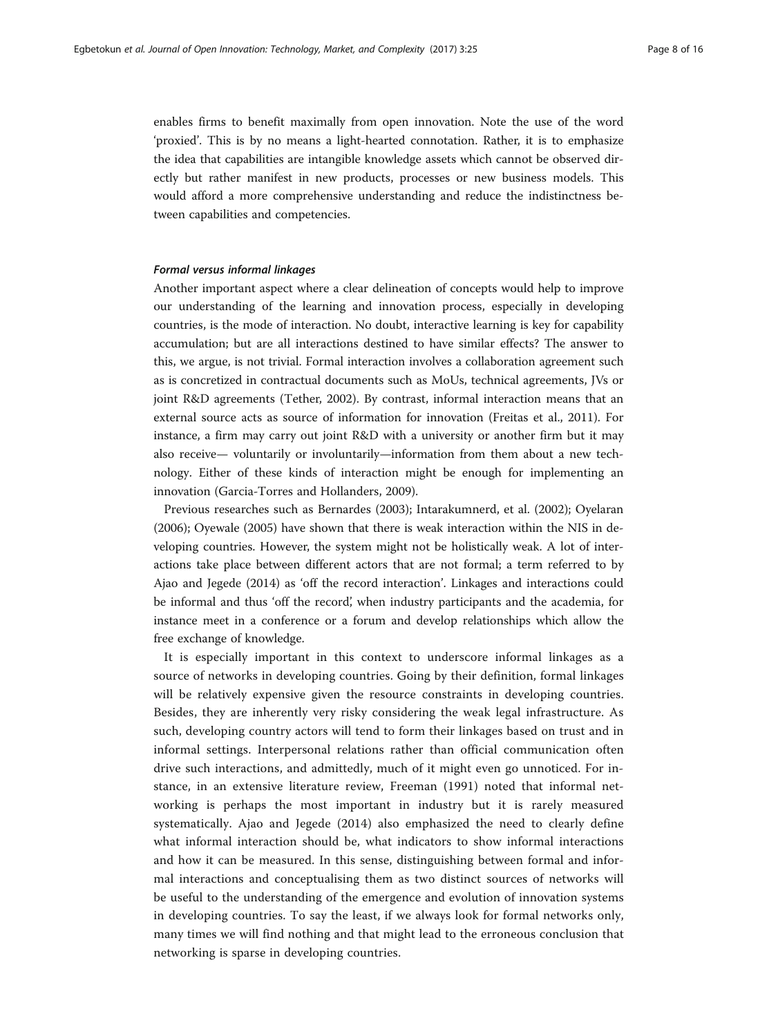enables firms to benefit maximally from open innovation. Note the use of the word 'proxied'. This is by no means a light-hearted connotation. Rather, it is to emphasize the idea that capabilities are intangible knowledge assets which cannot be observed directly but rather manifest in new products, processes or new business models. This would afford a more comprehensive understanding and reduce the indistinctness between capabilities and competencies.

#### *Formal versus informal linkages*

Another important aspect where a clear delineation of concepts would help to improve our understanding of the learning and innovation process, especially in developing countries, is the mode of interaction. No doubt, interactive learning is key for capability accumulation; but are all interactions destined to have similar effects? The answer to this, we argue, is not trivial. Formal interaction involves a collaboration agreement such as is concretized in contractual documents such as MoUs, technical agreements, JVs or joint R&D agreements (Tether, 2002). By contrast, informal interaction means that an external source acts as source of information for innovation (Freitas et al., 2011). For instance, a firm may carry out joint R&D with a university or another firm but it may also receive— voluntarily or involuntarily—information from them about a new technology. Either of these kinds of interaction might be enough for implementing an innovation (Garcia-Torres and Hollanders, 2009).

Previous researches such as Bernardes (2003); Intarakumnerd, et al. (2002); Oyelaran (2006); Oyewale (2005) have shown that there is weak interaction within the NIS in developing countries. However, the system might not be holistically weak. A lot of interactions take place between different actors that are not formal; a term referred to by Ajao and Jegede (2014) as 'off the record interaction'. Linkages and interactions could be informal and thus 'off the record', when industry participants and the academia, for instance meet in a conference or a forum and develop relationships which allow the free exchange of knowledge.

It is especially important in this context to underscore informal linkages as a source of networks in developing countries. Going by their definition, formal linkages will be relatively expensive given the resource constraints in developing countries. Besides, they are inherently very risky considering the weak legal infrastructure. As such, developing country actors will tend to form their linkages based on trust and in informal settings. Interpersonal relations rather than official communication often drive such interactions, and admittedly, much of it might even go unnoticed. For instance, in an extensive literature review, Freeman (1991) noted that informal networking is perhaps the most important in industry but it is rarely measured systematically. Ajao and Jegede (2014) also emphasized the need to clearly define what informal interaction should be, what indicators to show informal interactions and how it can be measured. In this sense, distinguishing between formal and informal interactions and conceptualising them as two distinct sources of networks will be useful to the understanding of the emergence and evolution of innovation systems in developing countries. To say the least, if we always look for formal networks only, many times we will find nothing and that might lead to the erroneous conclusion that networking is sparse in developing countries.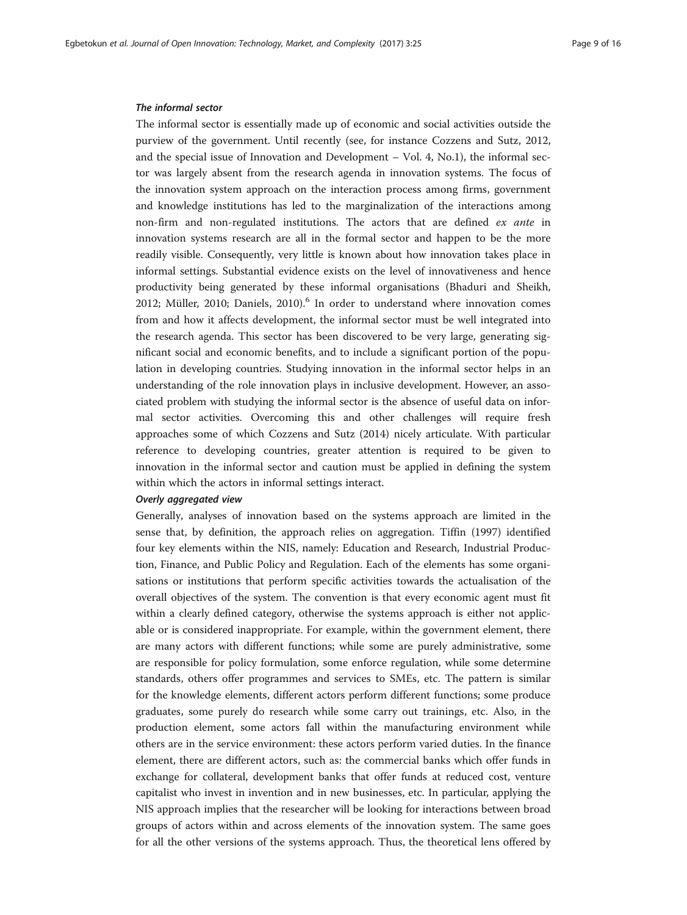#### *The informal sector*

The informal sector is essentially made up of economic and social activities outside the purview of the government. Until recently (see, for instance Cozzens and Sutz, 2012, and the special issue of Innovation and Development – Vol. 4, No.1), the informal sector was largely absent from the research agenda in innovation systems. The focus of the innovation system approach on the interaction process among firms, government and knowledge institutions has led to the marginalization of the interactions among non-firm and non-regulated institutions. The actors that are defined *ex ante* in innovation systems research are all in the formal sector and happen to be the more readily visible. Consequently, very little is known about how innovation takes place in informal settings. Substantial evidence exists on the level of innovativeness and hence productivity being generated by these informal organisations (Bhaduri and Sheikh, 2012; Müller, 2010; Daniels, 2010).[6] In order to understand where innovation comes from and how it affects development, the informal sector must be well integrated into the research agenda. This sector has been discovered to be very large, generating significant social and economic benefits, and to include a significant portion of the population in developing countries. Studying innovation in the informal sector helps in an understanding of the role innovation plays in inclusive development. However, an associated problem with studying the informal sector is the absence of useful data on informal sector activities. Overcoming this and other challenges will require fresh approaches some of which Cozzens and Sutz (2014) nicely articulate. With particular reference to developing countries, greater attention is required to be given to innovation in the informal sector and caution must be applied in defining the system within which the actors in informal settings interact.

#### *Overly aggregated view*

Generally, analyses of innovation based on the systems approach are limited in the sense that, by definition, the approach relies on aggregation. Tiffin (1997) identified four key elements within the NIS, namely: Education and Research, Industrial Production, Finance, and Public Policy and Regulation. Each of the elements has some organisations or institutions that perform specific activities towards the actualisation of the overall objectives of the system. The convention is that every economic agent must fit within a clearly defined category, otherwise the systems approach is either not applicable or is considered inappropriate. For example, within the government element, there are many actors with different functions; while some are purely administrative, some are responsible for policy formulation, some enforce regulation, while some determine standards, others offer programmes and services to SMEs, etc. The pattern is similar for the knowledge elements, different actors perform different functions; some produce graduates, some purely do research while some carry out trainings, etc. Also, in the production element, some actors fall within the manufacturing environment while others are in the service environment: these actors perform varied duties. In the finance element, there are different actors, such as: the commercial banks which offer funds in exchange for collateral, development banks that offer funds at reduced cost, venture capitalist who invest in invention and in new businesses, etc. In particular, applying the NIS approach implies that the researcher will be looking for interactions between broad groups of actors within and across elements of the innovation system. The same goes for all the other versions of the systems approach. Thus, the theoretical lens offered by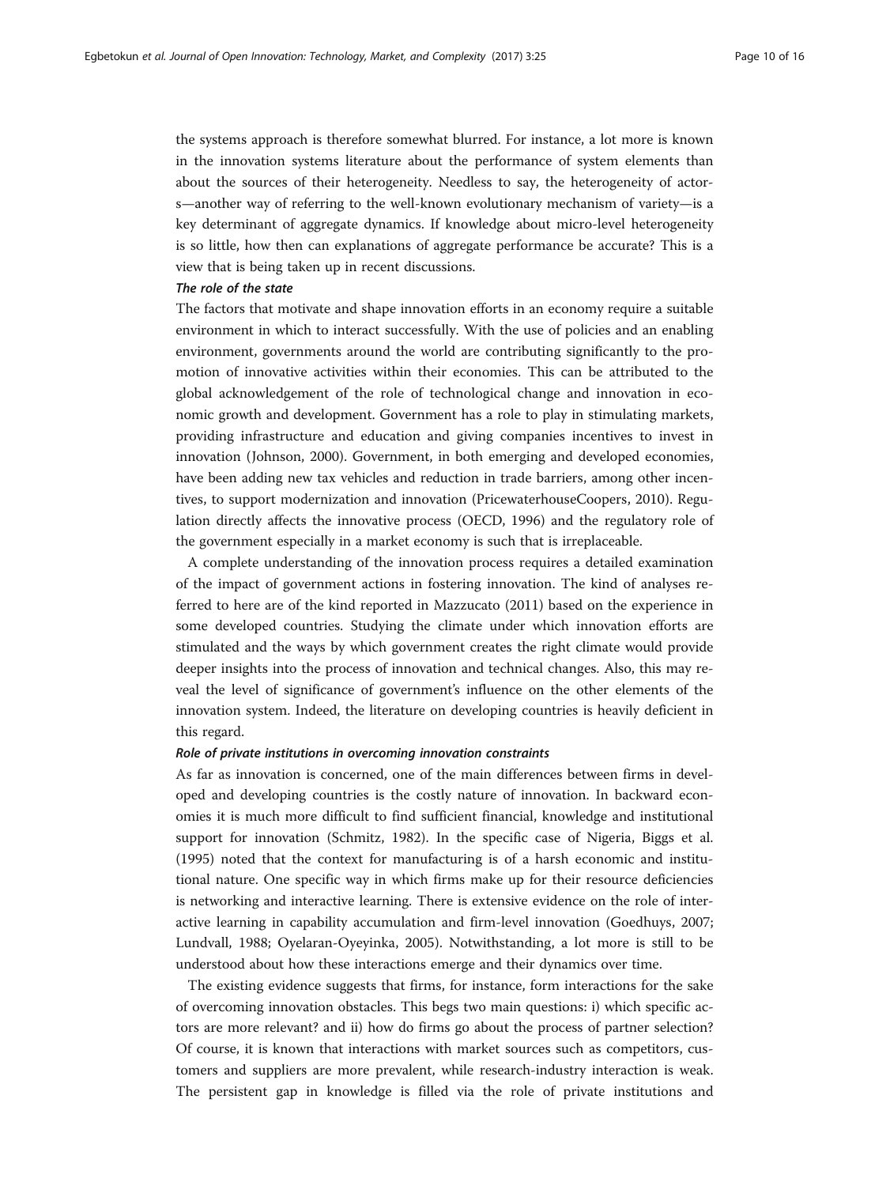the systems approach is therefore somewhat blurred. For instance, a lot more is known in the innovation systems literature about the performance of system elements than about the sources of their heterogeneity. Needless to say, the heterogeneity of actors—another way of referring to the well-known evolutionary mechanism of variety—is a key determinant of aggregate dynamics. If knowledge about micro-level heterogeneity is so little, how then can explanations of aggregate performance be accurate? This is a view that is being taken up in recent discussions.

#### *The role of the state*

The factors that motivate and shape innovation efforts in an economy require a suitable environment in which to interact successfully. With the use of policies and an enabling environment, governments around the world are contributing significantly to the promotion of innovative activities within their economies. This can be attributed to the global acknowledgement of the role of technological change and innovation in economic growth and development. Government has a role to play in stimulating markets, providing infrastructure and education and giving companies incentives to invest in innovation (Johnson, 2000). Government, in both emerging and developed economies, have been adding new tax vehicles and reduction in trade barriers, among other incentives, to support modernization and innovation (PricewaterhouseCoopers, 2010). Regulation directly affects the innovative process (OECD, 1996) and the regulatory role of the government especially in a market economy is such that is irreplaceable.

A complete understanding of the innovation process requires a detailed examination of the impact of government actions in fostering innovation. The kind of analyses referred to here are of the kind reported in Mazzucato (2011) based on the experience in some developed countries. Studying the climate under which innovation efforts are stimulated and the ways by which government creates the right climate would provide deeper insights into the process of innovation and technical changes. Also, this may reveal the level of significance of government's influence on the other elements of the innovation system. Indeed, the literature on developing countries is heavily deficient in this regard.

#### *Role of private institutions in overcoming innovation constraints*

As far as innovation is concerned, one of the main differences between firms in developed and developing countries is the costly nature of innovation. In backward economies it is much more difficult to find sufficient financial, knowledge and institutional support for innovation (Schmitz, 1982). In the specific case of Nigeria, Biggs et al. (1995) noted that the context for manufacturing is of a harsh economic and institutional nature. One specific way in which firms make up for their resource deficiencies is networking and interactive learning. There is extensive evidence on the role of interactive learning in capability accumulation and firm-level innovation (Goedhuys, 2007; Lundvall, 1988; Oyelaran-Oyeyinka, 2005). Notwithstanding, a lot more is still to be understood about how these interactions emerge and their dynamics over time.

The existing evidence suggests that firms, for instance, form interactions for the sake of overcoming innovation obstacles. This begs two main questions: i) which specific actors are more relevant? and ii) how do firms go about the process of partner selection? Of course, it is known that interactions with market sources such as competitors, customers and suppliers are more prevalent, while research-industry interaction is weak. The persistent gap in knowledge is filled via the role of private institutions and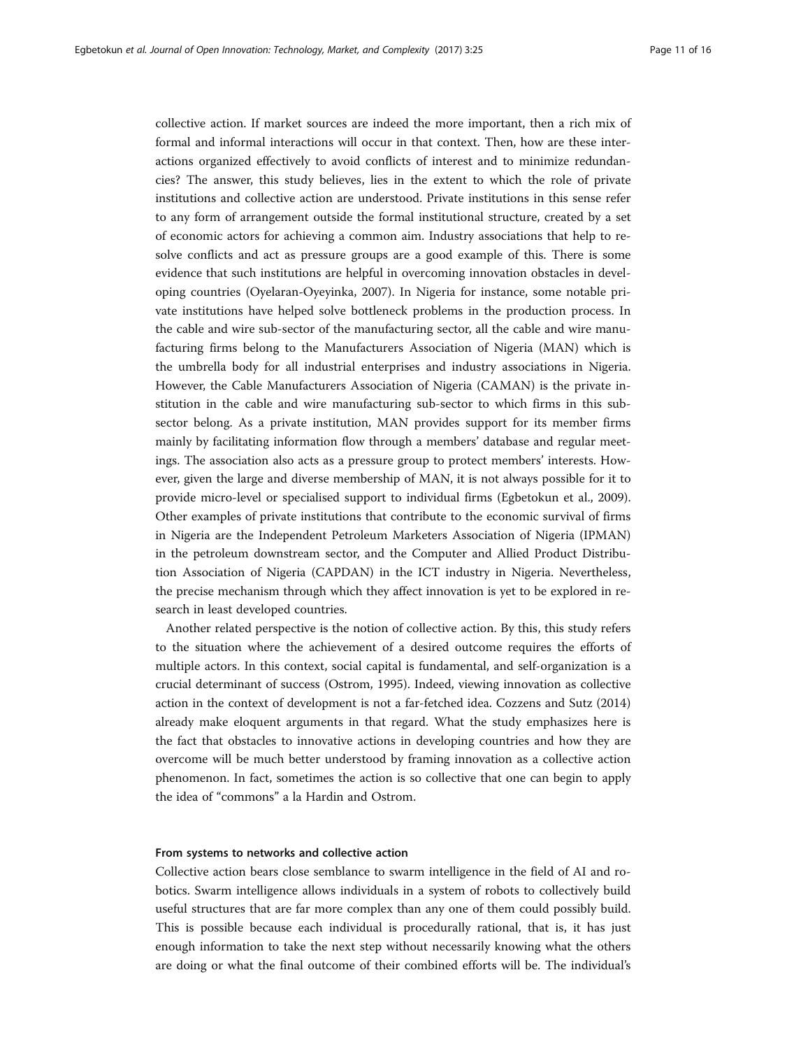collective action. If market sources are indeed the more important, then a rich mix of formal and informal interactions will occur in that context. Then, how are these interactions organized effectively to avoid conflicts of interest and to minimize redundancies? The answer, this study believes, lies in the extent to which the role of private institutions and collective action are understood. Private institutions in this sense refer to any form of arrangement outside the formal institutional structure, created by a set of economic actors for achieving a common aim. Industry associations that help to resolve conflicts and act as pressure groups are a good example of this. There is some evidence that such institutions are helpful in overcoming innovation obstacles in developing countries (Oyelaran-Oyeyinka, 2007). In Nigeria for instance, some notable private institutions have helped solve bottleneck problems in the production process. In the cable and wire sub-sector of the manufacturing sector, all the cable and wire manufacturing firms belong to the Manufacturers Association of Nigeria (MAN) which is the umbrella body for all industrial enterprises and industry associations in Nigeria. However, the Cable Manufacturers Association of Nigeria (CAMAN) is the private institution in the cable and wire manufacturing sub-sector to which firms in this sub-sector belong. As a private institution, MAN provides support for its member firms mainly by facilitating information flow through a members' database and regular meetings. The association also acts as a pressure group to protect members' interests. However, given the large and diverse membership of MAN, it is not always possible for it to provide micro-level or specialised support to individual firms (Egbetokun et al., 2009). Other examples of private institutions that contribute to the economic survival of firms in Nigeria are the Independent Petroleum Marketers Association of Nigeria (IPMAN) in the petroleum downstream sector, and the Computer and Allied Product Distribution Association of Nigeria (CAPDAN) in the ICT industry in Nigeria. Nevertheless, the precise mechanism through which they affect innovation is yet to be explored in research in least developed countries.

Another related perspective is the notion of collective action. By this, this study refers to the situation where the achievement of a desired outcome requires the efforts of multiple actors. In this context, social capital is fundamental, and self-organization is a crucial determinant of success (Ostrom, 1995). Indeed, viewing innovation as collective action in the context of development is not a far-fetched idea. Cozzens and Sutz (2014) already make eloquent arguments in that regard. What the study emphasizes here is the fact that obstacles to innovative actions in developing countries and how they are overcome will be much better understood by framing innovation as a collective action phenomenon. In fact, sometimes the action is so collective that one can begin to apply the idea of "commons" a la Hardin and Ostrom.

#### From systems to networks and collective action

Collective action bears close semblance to swarm intelligence in the field of AI and robotics. Swarm intelligence allows individuals in a system of robots to collectively build useful structures that are far more complex than any one of them could possibly build. This is possible because each individual is procedurally rational, that is, it has just enough information to take the next step without necessarily knowing what the others are doing or what the final outcome of their combined efforts will be. The individual's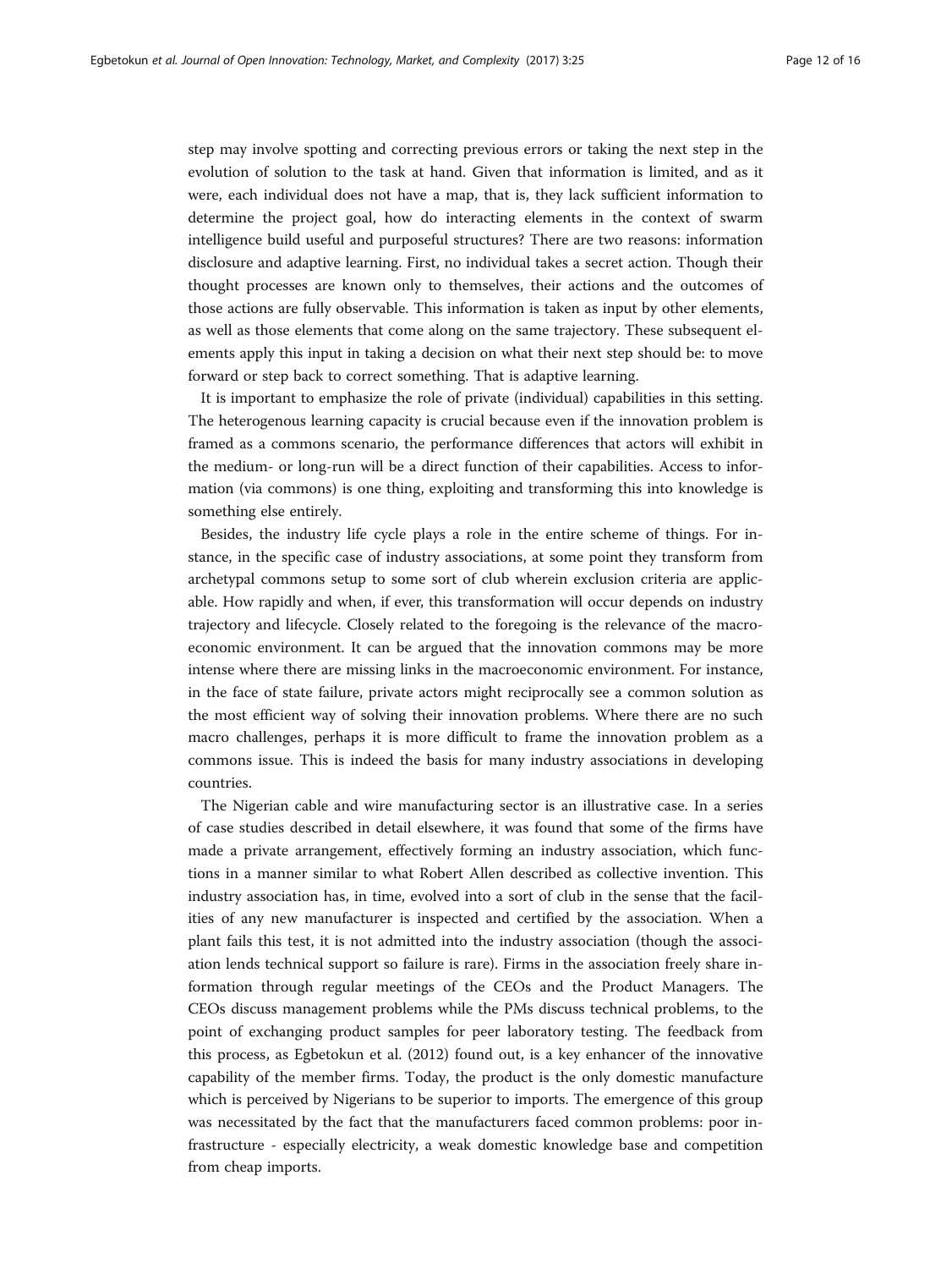step may involve spotting and correcting previous errors or taking the next step in the evolution of solution to the task at hand. Given that information is limited, and as it were, each individual does not have a map, that is, they lack sufficient information to determine the project goal, how do interacting elements in the context of swarm intelligence build useful and purposeful structures? There are two reasons: information disclosure and adaptive learning. First, no individual takes a secret action. Though their thought processes are known only to themselves, their actions and the outcomes of those actions are fully observable. This information is taken as input by other elements, as well as those elements that come along on the same trajectory. These subsequent elements apply this input in taking a decision on what their next step should be: to move forward or step back to correct something. That is adaptive learning.

It is important to emphasize the role of private (individual) capabilities in this setting. The heterogenous learning capacity is crucial because even if the innovation problem is framed as a commons scenario, the performance differences that actors will exhibit in the medium- or long-run will be a direct function of their capabilities. Access to information (via commons) is one thing, exploiting and transforming this into knowledge is something else entirely.

Besides, the industry life cycle plays a role in the entire scheme of things. For instance, in the specific case of industry associations, at some point they transform from archetypal commons setup to some sort of club wherein exclusion criteria are applicable. How rapidly and when, if ever, this transformation will occur depends on industry trajectory and lifecycle. Closely related to the foregoing is the relevance of the macroeconomic environment. It can be argued that the innovation commons may be more intense where there are missing links in the macroeconomic environment. For instance, in the face of state failure, private actors might reciprocally see a common solution as the most efficient way of solving their innovation problems. Where there are no such macro challenges, perhaps it is more difficult to frame the innovation problem as a commons issue. This is indeed the basis for many industry associations in developing countries.

The Nigerian cable and wire manufacturing sector is an illustrative case. In a series of case studies described in detail elsewhere, it was found that some of the firms have made a private arrangement, effectively forming an industry association, which functions in a manner similar to what Robert Allen described as collective invention. This industry association has, in time, evolved into a sort of club in the sense that the facilities of any new manufacturer is inspected and certified by the association. When a plant fails this test, it is not admitted into the industry association (though the association lends technical support so failure is rare). Firms in the association freely share information through regular meetings of the CEOs and the Product Managers. The CEOs discuss management problems while the PMs discuss technical problems, to the point of exchanging product samples for peer laboratory testing. The feedback from this process, as Egbetokun et al. (2012) found out, is a key enhancer of the innovative capability of the member firms. Today, the product is the only domestic manufacture which is perceived by Nigerians to be superior to imports. The emergence of this group was necessitated by the fact that the manufacturers faced common problems: poor infrastructure - especially electricity, a weak domestic knowledge base and competition from cheap imports.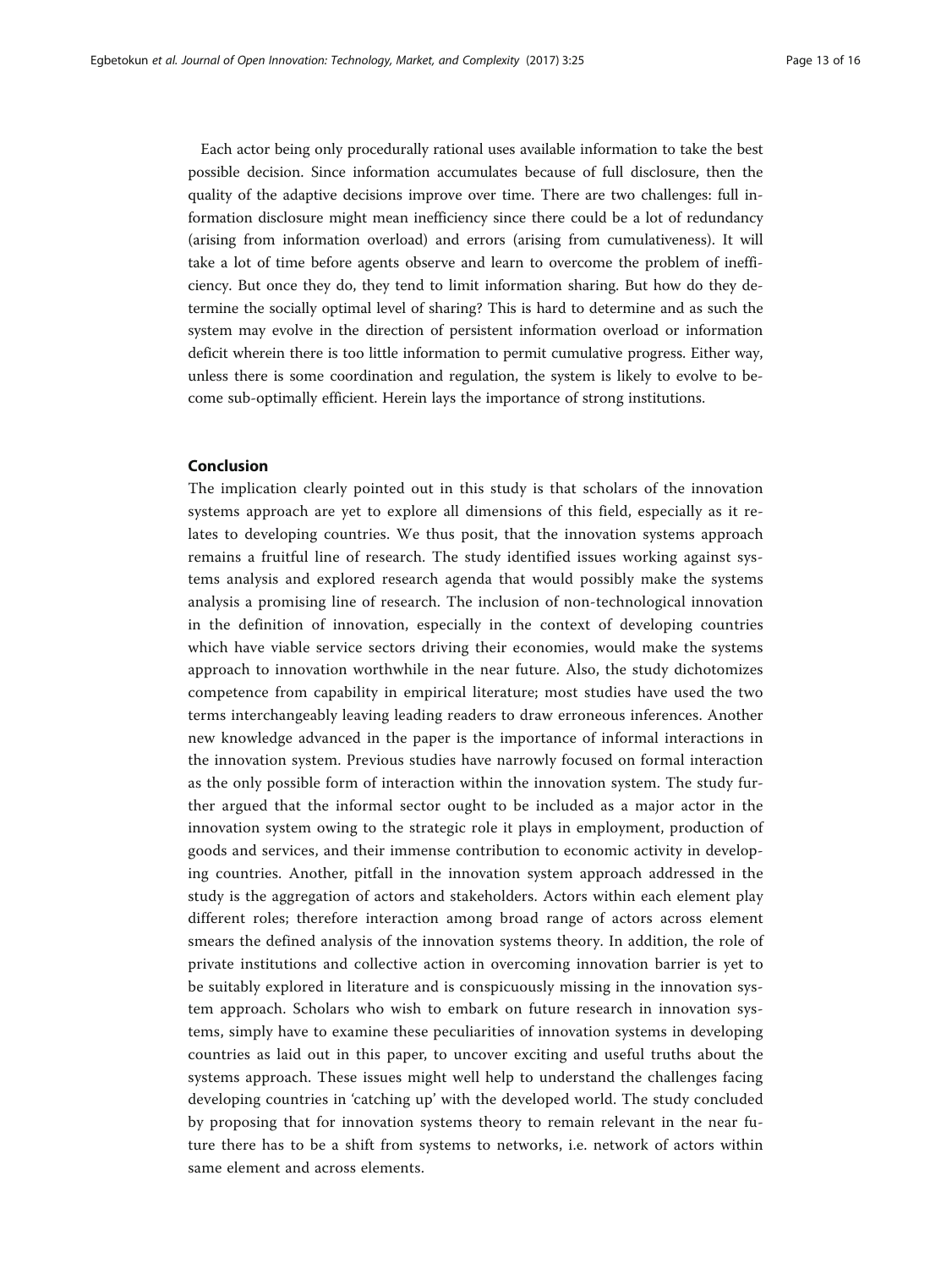Each actor being only procedurally rational uses available information to take the best possible decision. Since information accumulates because of full disclosure, then the quality of the adaptive decisions improve over time. There are two challenges: full information disclosure might mean inefficiency since there could be a lot of redundancy (arising from information overload) and errors (arising from cumulativeness). It will take a lot of time before agents observe and learn to overcome the problem of inefficiency. But once they do, they tend to limit information sharing. But how do they determine the socially optimal level of sharing? This is hard to determine and as such the system may evolve in the direction of persistent information overload or information deficit wherein there is too little information to permit cumulative progress. Either way, unless there is some coordination and regulation, the system is likely to evolve to become sub-optimally efficient. Herein lays the importance of strong institutions.

## Conclusion

The implication clearly pointed out in this study is that scholars of the innovation systems approach are yet to explore all dimensions of this field, especially as it relates to developing countries. We thus posit, that the innovation systems approach remains a fruitful line of research. The study identified issues working against systems analysis and explored research agenda that would possibly make the systems analysis a promising line of research. The inclusion of non-technological innovation in the definition of innovation, especially in the context of developing countries which have viable service sectors driving their economies, would make the systems approach to innovation worthwhile in the near future. Also, the study dichotomizes competence from capability in empirical literature; most studies have used the two terms interchangeably leaving leading readers to draw erroneous inferences. Another new knowledge advanced in the paper is the importance of informal interactions in the innovation system. Previous studies have narrowly focused on formal interaction as the only possible form of interaction within the innovation system. The study further argued that the informal sector ought to be included as a major actor in the innovation system owing to the strategic role it plays in employment, production of goods and services, and their immense contribution to economic activity in developing countries. Another, pitfall in the innovation system approach addressed in the study is the aggregation of actors and stakeholders. Actors within each element play different roles; therefore interaction among broad range of actors across element smears the defined analysis of the innovation systems theory. In addition, the role of private institutions and collective action in overcoming innovation barrier is yet to be suitably explored in literature and is conspicuously missing in the innovation system approach. Scholars who wish to embark on future research in innovation systems, simply have to examine these peculiarities of innovation systems in developing countries as laid out in this paper, to uncover exciting and useful truths about the systems approach. These issues might well help to understand the challenges facing developing countries in 'catching up' with the developed world. The study concluded by proposing that for innovation systems theory to remain relevant in the near future there has to be a shift from systems to networks, i.e. network of actors within same element and across elements.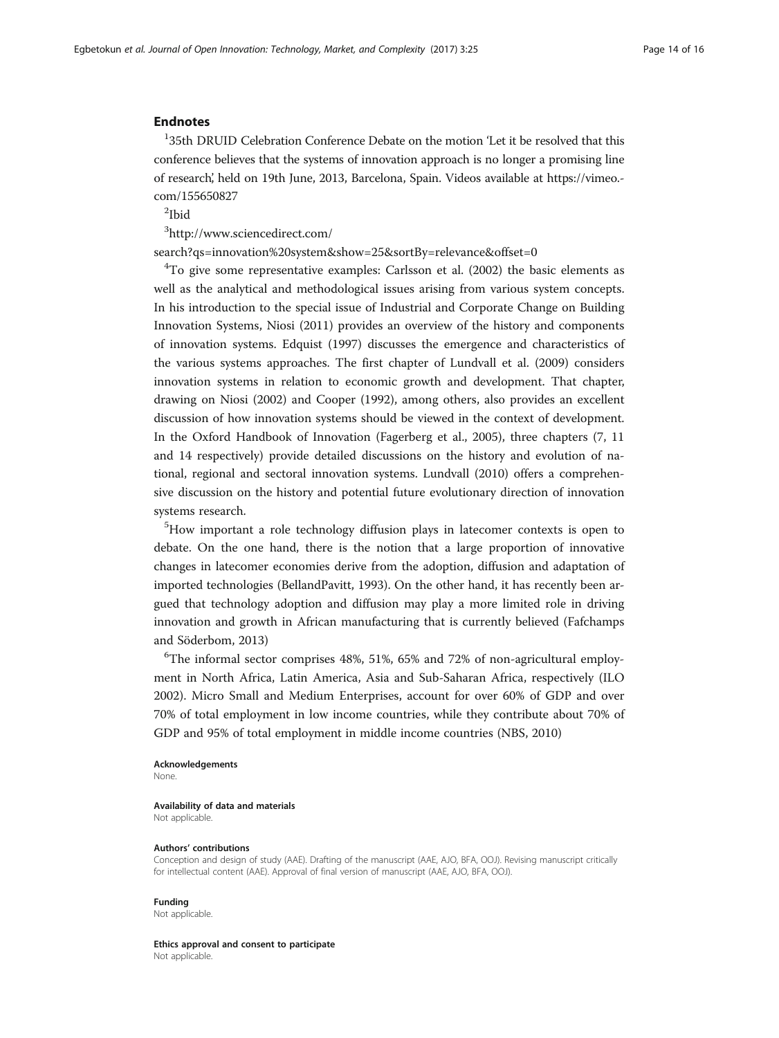## Endnotes

[1]35th DRUID Celebration Conference Debate on the motion 'Let it be resolved that this conference believes that the systems of innovation approach is no longer a promising line of research', held on 19th June, 2013, Barcelona, Spain. Videos available at https://vimeo.com/155650827

[2]Ibid

[3]http://www.sciencedirect.com/search?qs=innovation%20system&show=25&sortBy=relevance&offset=0

[4]To give some representative examples: Carlsson et al. (2002) the basic elements as well as the analytical and methodological issues arising from various system concepts. In his introduction to the special issue of Industrial and Corporate Change on Building Innovation Systems, Niosi (2011) provides an overview of the history and components of innovation systems. Edquist (1997) discusses the emergence and characteristics of the various systems approaches. The first chapter of Lundvall et al. (2009) considers innovation systems in relation to economic growth and development. That chapter, drawing on Niosi (2002) and Cooper (1992), among others, also provides an excellent discussion of how innovation systems should be viewed in the context of development. In the Oxford Handbook of Innovation (Fagerberg et al., 2005), three chapters (7, 11 and 14 respectively) provide detailed discussions on the history and evolution of national, regional and sectoral innovation systems. Lundvall (2010) offers a comprehensive discussion on the history and potential future evolutionary direction of innovation systems research.

[5]How important a role technology diffusion plays in latecomer contexts is open to debate. On the one hand, there is the notion that a large proportion of innovative changes in latecomer economies derive from the adoption, diffusion and adaptation of imported technologies (BellandPavitt, 1993). On the other hand, it has recently been argued that technology adoption and diffusion may play a more limited role in driving innovation and growth in African manufacturing that is currently believed (Fafchamps and Söderbom, 2013)

[6]The informal sector comprises 48%, 51%, 65% and 72% of non-agricultural employment in North Africa, Latin America, Asia and Sub-Saharan Africa, respectively (ILO 2002). Micro Small and Medium Enterprises, account for over 60% of GDP and over 70% of total employment in low income countries, while they contribute about 70% of GDP and 95% of total employment in middle income countries (NBS, 2010)

#### Acknowledgements
None.

#### Availability of data and materials
Not applicable.

#### Authors' contributions
Conception and design of study (AAE). Drafting of the manuscript (AAE, AJO, BFA, OOJ). Revising manuscript critically for intellectual content (AAE). Approval of final version of manuscript (AAE, AJO, BFA, OOJ).

#### Funding
Not applicable.

#### Ethics approval and consent to participate
Not applicable.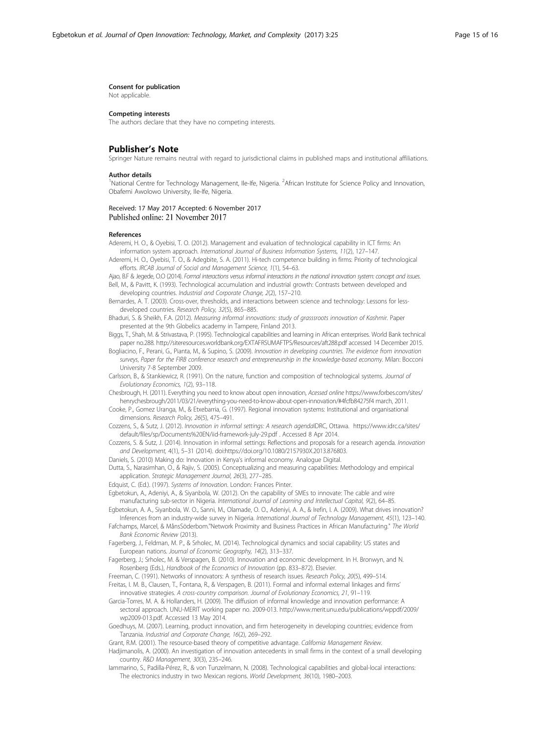#### Consent for publication

Not applicable.

#### Competing interests

The authors declare that they have no competing interests.

### Publisher's Note

Springer Nature remains neutral with regard to jurisdictional claims in published maps and institutional affiliations.

#### Author details

[1]National Centre for Technology Management, Ile-Ife, Nigeria. [2]African Institute for Science Policy and Innovation, Obafemi Awolowo University, Ile-Ife, Nigeria.

Received: 17 May 2017 Accepted: 6 November 2017
Published online: 21 November 2017

#### References

Aderemi, H. O., & Oyebisi, T. O. (2012). Management and evaluation of technological capability in ICT firms: An information system approach. *International Journal of Business Information Systems, 11*(2), 127–147.

Aderemi, H. O., Oyebisi, T. O., & Adegbite, S. A. (2011). Hi-tech competence building in firms: Priority of technological efforts. *IRCAB Journal of Social and Management Science, 1*(1), 54–63.

Ajao, B.F & Jegede, O.O (2014). *Formal interactions versus informal interactions in the national innovation system: concept and issues.*

Bell, M., & Pavitt, K. (1993). Technological accumulation and industrial growth: Contrasts between developed and developing countries. *Industrial and Corporate Change, 2*(2), 157–210.

Bernardes, A. T. (2003). Cross-over, thresholds, and interactions between science and technology: Lessons for less-developed countries. *Research Policy, 32*(5), 865–885.

Bhaduri, S. & Sheikh, F.A. (2012). *Measuring informal innovations: study of grasssroots innovation of Kashmir*. Paper presented at the 9th Globelics academy in Tampere, Finland 2013.

Biggs, T., Shah, M. & Strivastava, P. (1995). Technological capabilities and learning in African enterprises. World Bank technical paper no.288. http://siteresources.worldbank.org/EXTAFRSUMAFTPS/Resources/aft288.pdf accessed 14 December 2015.

Bogliacino, F., Perani, G., Pianta, M., & Supino, S. (2009). *Innovation in developing countries. The evidence from innovation surveys, Paper for the FIRB conference research and entrepreneurship in the knowledge-based economy*. Milan: Bocconi University 7-8 September 2009.

Carlsson, B., & Stankiewicz, R. (1991). On the nature, function and composition of technological systems. *Journal of Evolutionary Economics, 1*(2), 93–118.

Chesbrough, H. (2011). Everything you need to know about open innovation, *Acessed online* https://www.forbes.com/sites/henrychesbrough/2011/03/21/everything-you-need-to-know-about-open-innovation/#4fcfb84275f4 march, 2011.

Cooke, P., Gomez Uranga, M., & Etxebarria, G. (1997). Regional innovation systems: Institutional and organisational dimensions. *Research Policy, 26*(5), 475–491.

Cozzens, S., & Sutz, J. (2012). *Innovation in informal settings: A research agenda*IDRC, Ottawa. https://www.idrc.ca/sites/default/files/sp/Documents%20EN/iid-framework-july-29.pdf . Accessed 8 Apr 2014.

Cozzens, S. & Sutz, J. (2014). Innovation in informal settings: Reflections and proposals for a research agenda. *Innovation and Development*, 4(1), 5–31 (2014). doi:https://doi.org/10.1080/2157930X.2013.876803.

Daniels, S. (2010) Making do: Innovation in Kenya's informal economy. Analogue Digital.

Dutta, S., Narasimhan, O., & Rajiv, S. (2005). Conceptualizing and measuring capabilities: Methodology and empirical application. *Strategic Management Journal, 26*(3), 277–285.

Edquist, C. (Ed.). (1997). *Systems of Innovation*. London: Frances Pinter.

Egbetokun, A., Adeniyi, A., & Siyanbola, W. (2012). On the capability of SMEs to innovate: The cable and wire manufacturing sub-sector in Nigeria. *International Journal of Learning and Intellectual Capital, 9*(2), 64–85.

Egbetokun, A. A., Siyanbola, W. O., Sanni, M., Olamade, O. O., Adeniyi, A. A., & Irefin, I. A. (2009). What drives innovation? Inferences from an industry-wide survey in Nigeria. *International Journal of Technology Management, 45*(1), 123–140.

Fafchamps, Marcel, & MånsSöderbom."Network Proximity and Business Practices in African Manufacturing." *The World Bank Economic Review* (2013).

Fagerberg, J., Feldman, M. P., & Srholec, M. (2014). Technological dynamics and social capability: US states and European nations. *Journal of Economic Geography, 14*(2), 313–337.

Fagerberg, J.; Srholec, M. & Verspagen, B. (2010). Innovation and economic development. In H. Bronwyn, and N. Rosenberg (Eds.), *Handbook of the Economics of Innovation* (pp. 833–872). Elsevier.

Freeman, C. (1991). Networks of innovators: A synthesis of research issues. *Research Policy, 20*(5), 499–514.

Freitas, I. M. B., Clausen, T., Fontana, R., & Verspagen, B. (2011). Formal and informal external linkages and firms' innovative strategies. *A cross-country comparison. Journal of Evolutionary Economics, 21*, 91–119.

Garcia-Torres, M. A. & Hollanders, H. (2009). The diffusion of informal knowledge and innovation performance: A sectoral approach. UNU-MERIT working paper no. 2009-013. http://www.merit.unu.edu/publications/wppdf/2009/wp2009-013.pdf. Accessed 13 May 2014.

Goedhuys, M. (2007). Learning, product innovation, and firm heterogeneity in developing countries; evidence from Tanzania. *Industrial and Corporate Change, 16*(2), 269–292.

Grant, R.M. (2001). The resource-based theory of competitive advantage. *California Management Review.*

Hadjimanolis, A. (2000). An investigation of innovation antecedents in small firms in the context of a small developing country. *R&D Management, 30*(3), 235–246.

Iammarino, S., Padilla-Pérez, R., & von Tunzelmann, N. (2008). Technological capabilities and global-local interactions: The electronics industry in two Mexican regions. *World Development, 36*(10), 1980–2003.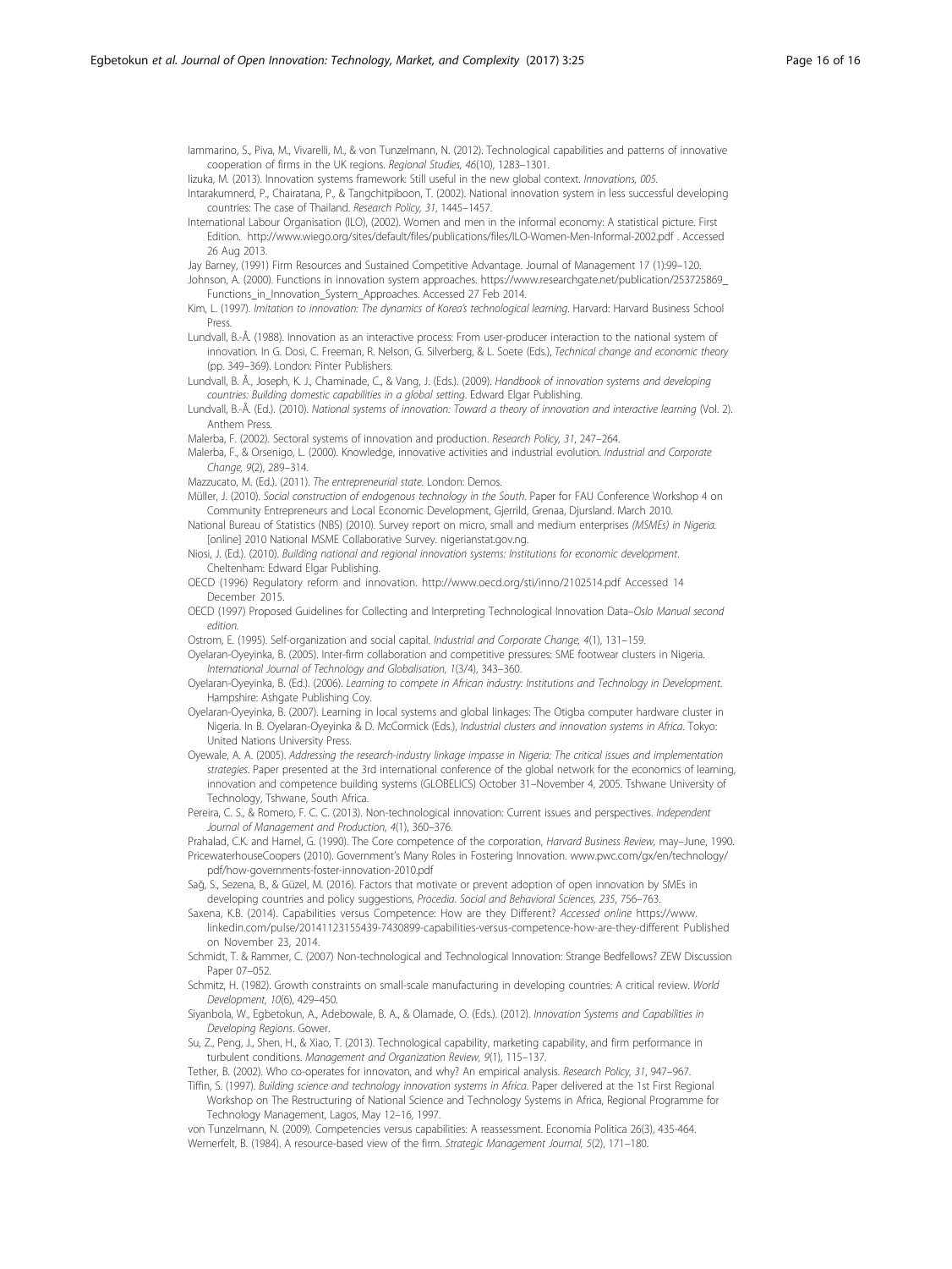Iammarino, S., Piva, M., Vivarelli, M., & von Tunzelmann, N. (2012). Technological capabilities and patterns of innovative cooperation of firms in the UK regions. *Regional Studies, 46*(10), 1283–1301.

Iizuka, M. (2013). Innovation systems framework: Still useful in the new global context. *Innovations, 005.*

Intarakumnerd, P., Chairatana, P., & Tangchitpiboon, T. (2002). National innovation system in less successful developing countries: The case of Thailand. *Research Policy, 31*, 1445–1457.

International Labour Organisation (ILO), (2002). Women and men in the informal economy: A statistical picture. First Edition. http://www.wiego.org/sites/default/files/publications/files/ILO-Women-Men-Informal-2002.pdf . Accessed 26 Aug 2013.

Jay Barney, (1991) Firm Resources and Sustained Competitive Advantage. Journal of Management 17 (1):99–120.

Johnson, A. (2000). Functions in innovation system approaches. https://www.researchgate.net/publication/253725869_Functions_in_Innovation_System_Approaches. Accessed 27 Feb 2014.

Kim, L. (1997). *Imitation to innovation: The dynamics of Korea's technological learning*. Harvard: Harvard Business School Press.

Lundvall, B.-Å. (1988). Innovation as an interactive process: From user-producer interaction to the national system of innovation. In G. Dosi, C. Freeman, R. Nelson, G. Silverberg, & L. Soete (Eds.), *Technical change and economic theory* (pp. 349–369). London: Pinter Publishers.

Lundvall, B. Å., Joseph, K. J., Chaminade, C., & Vang, J. (Eds.). (2009). *Handbook of innovation systems and developing countries: Building domestic capabilities in a global setting*. Edward Elgar Publishing.

Lundvall, B.-Å. (Ed.). (2010). *National systems of innovation: Toward a theory of innovation and interactive learning* (Vol. 2). Anthem Press.

Malerba, F. (2002). Sectoral systems of innovation and production. *Research Policy, 31*, 247–264.

Malerba, F., & Orsenigo, L. (2000). Knowledge, innovative activities and industrial evolution. *Industrial and Corporate Change, 9*(2), 289–314.

Mazzucato, M. (Ed.). (2011). *The entrepreneurial state*. London: Demos.

Müller, J. (2010). *Social construction of endogenous technology in the South*. Paper for FAU Conference Workshop 4 on Community Entrepreneurs and Local Economic Development, Gjerrild, Grenaa, Djursland. March 2010.

National Bureau of Statistics (NBS) (2010). Survey report on micro, small and medium enterprises *(MSMEs) in Nigeria.* [online] 2010 National MSME Collaborative Survey. nigerianstat.gov.ng.

Niosi, J. (Ed.). (2010). *Building national and regional innovation systems: Institutions for economic development*. Cheltenham: Edward Elgar Publishing.

OECD (1996) Regulatory reform and innovation. http://www.oecd.org/sti/inno/2102514.pdf Accessed 14 December 2015.

OECD (1997) Proposed Guidelines for Collecting and Interpreting Technological Innovation Data–*Oslo Manual second edition.*

Ostrom, E. (1995). Self-organization and social capital. *Industrial and Corporate Change, 4*(1), 131–159.

Oyelaran-Oyeyinka, B. (2005). Inter-firm collaboration and competitive pressures: SME footwear clusters in Nigeria. *International Journal of Technology and Globalisation, 1*(3/4), 343–360.

Oyelaran-Oyeyinka, B. (Ed.). (2006). *Learning to compete in African industry: Institutions and Technology in Development*. Hampshire: Ashgate Publishing Coy.

Oyelaran-Oyeyinka, B. (2007). Learning in local systems and global linkages: The Otigba computer hardware cluster in Nigeria. In B. Oyelaran-Oyeyinka & D. McCormick (Eds.), *Industrial clusters and innovation systems in Africa*. Tokyo: United Nations University Press.

Oyewale, A. A. (2005). *Addressing the research-industry linkage impasse in Nigeria: The critical issues and implementation strategies*. Paper presented at the 3rd international conference of the global network for the economics of learning, innovation and competence building systems (GLOBELICS) October 31–November 4, 2005. Tshwane University of Technology, Tshwane, South Africa.

Pereira, C. S., & Romero, F. C. C. (2013). Non-technological innovation: Current issues and perspectives. *Independent Journal of Management and Production, 4*(1), 360–376.

Prahalad, C.K. and Hamel, G. (1990). The Core competence of the corporation, *Harvard Business Review*, may–June, 1990.

PricewaterhouseCoopers (2010). Government's Many Roles in Fostering Innovation. www.pwc.com/gx/en/technology/pdf/how-governments-foster-innovation-2010.pdf

Sağ, S., Sezena, B., & Güzel, M. (2016). Factors that motivate or prevent adoption of open innovation by SMEs in developing countries and policy suggestions, *Procedia. Social and Behavioral Sciences, 235*, 756–763.

Saxena, K.B. (2014). Capabilities versus Competence: How are they Different? *Accessed online* https://www.linkedin.com/pulse/20141123155439-7430899-capabilities-versus-competence-how-are-they-different Published on November 23, 2014.

Schmidt, T. & Rammer, C. (2007) Non-technological and Technological Innovation: Strange Bedfellows? ZEW Discussion Paper 07–052.

Schmitz, H. (1982). Growth constraints on small-scale manufacturing in developing countries: A critical review. *World Development, 10*(6), 429–450.

Siyanbola, W., Egbetokun, A., Adebowale, B. A., & Olamade, O. (Eds.). (2012). *Innovation Systems and Capabilities in Developing Regions*. Gower.

Su, Z., Peng, J., Shen, H., & Xiao, T. (2013). Technological capability, marketing capability, and firm performance in turbulent conditions. *Management and Organization Review, 9*(1), 115–137.

Tether, B. (2002). Who co-operates for innovaton, and why? An empirical analysis. *Research Policy, 31*, 947–967.

Tiffin, S. (1997). *Building science and technology innovation systems in Africa*. Paper delivered at the 1st First Regional Workshop on The Restructuring of National Science and Technology Systems in Africa, Regional Programme for Technology Management, Lagos, May 12–16, 1997.

von Tunzelmann, N. (2009). Competencies versus capabilities: A reassessment. Economia Politica 26(3), 435-464.

Wernerfelt, B. (1984). A resource-based view of the firm. *Strategic Management Journal, 5*(2), 171–180.